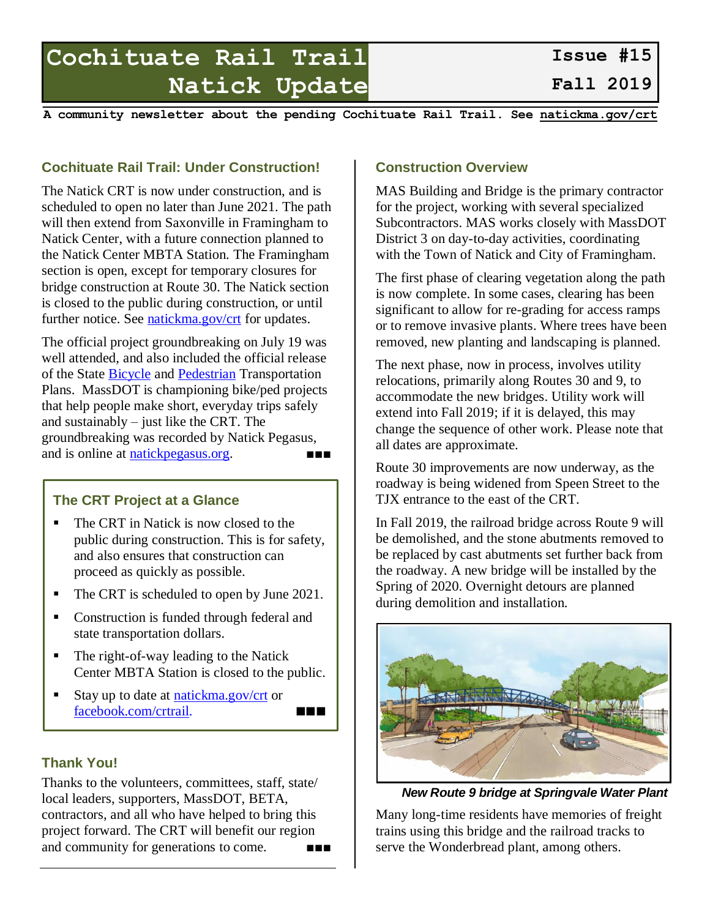# Cochituate Rail Trail Natick Update

**Issue #15**
**Fall 2019**

**A community newsletter about the pending Cochituate Rail Trail. See natickma.gov/crt**

## Cochituate Rail Trail: Under Construction!

The Natick CRT is now under construction, and is scheduled to open no later than June 2021. The path will then extend from Saxonville in Framingham to Natick Center, with a future connection planned to the Natick Center MBTA Station. The Framingham section is open, except for temporary closures for bridge construction at Route 30. The Natick section is closed to the public during construction, or until further notice. See natickma.gov/crt for updates.

The official project groundbreaking on July 19 was well attended, and also included the official release of the State Bicycle and Pedestrian Transportation Plans. MassDOT is championing bike/ped projects that help people make short, everyday trips safely and sustainably – just like the CRT. The groundbreaking was recorded by Natick Pegasus, and is online at natickpegasus.org. ■■■

## The CRT Project at a Glance

- The CRT in Natick is now closed to the public during construction. This is for safety, and also ensures that construction can proceed as quickly as possible.
- The CRT is scheduled to open by June 2021.
- Construction is funded through federal and state transportation dollars.
- The right-of-way leading to the Natick Center MBTA Station is closed to the public.
- Stay up to date at natickma.gov/crt or facebook.com/crtrail. ■■■

## Thank You!

Thanks to the volunteers, committees, staff, state/local leaders, supporters, MassDOT, BETA, contractors, and all who have helped to bring this project forward. The CRT will benefit our region and community for generations to come. ■■■

## Construction Overview

MAS Building and Bridge is the primary contractor for the project, working with several specialized Subcontractors. MAS works closely with MassDOT District 3 on day-to-day activities, coordinating with the Town of Natick and City of Framingham.

The first phase of clearing vegetation along the path is now complete. In some cases, clearing has been significant to allow for re-grading for access ramps or to remove invasive plants. Where trees have been removed, new planting and landscaping is planned.

The next phase, now in process, involves utility relocations, primarily along Routes 30 and 9, to accommodate the new bridges. Utility work will extend into Fall 2019; if it is delayed, this may change the sequence of other work. Please note that all dates are approximate.

Route 30 improvements are now underway, as the roadway is being widened from Speen Street to the TJX entrance to the east of the CRT.

In Fall 2019, the railroad bridge across Route 9 will be demolished, and the stone abutments removed to be replaced by cast abutments set further back from the roadway. A new bridge will be installed by the Spring of 2020. Overnight detours are planned during demolition and installation.

***New Route 9 bridge at Springvale Water Plant***

Many long-time residents have memories of freight trains using this bridge and the railroad tracks to serve the Wonderbread plant, among others.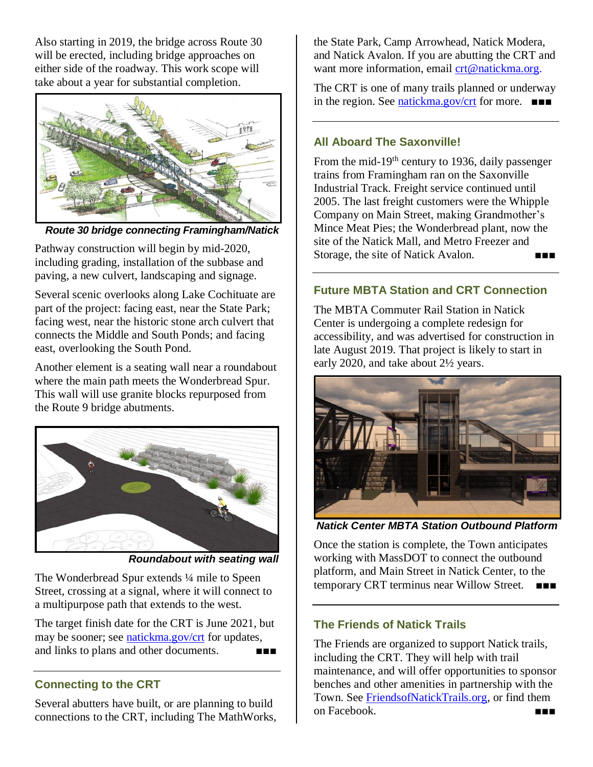Also starting in 2019, the bridge across Route 30 will be erected, including bridge approaches on either side of the roadway. This work scope will take about a year for substantial completion.

***Route 30 bridge connecting Framingham/Natick***

Pathway construction will begin by mid-2020, including grading, installation of the subbase and paving, a new culvert, landscaping and signage.

Several scenic overlooks along Lake Cochituate are part of the project: facing east, near the State Park; facing west, near the historic stone arch culvert that connects the Middle and South Ponds; and facing east, overlooking the South Pond.

Another element is a seating wall near a roundabout where the main path meets the Wonderbread Spur. This wall will use granite blocks repurposed from the Route 9 bridge abutments.

***Roundabout with seating wall***

The Wonderbread Spur extends ¼ mile to Speen Street, crossing at a signal, where it will connect to a multipurpose path that extends to the west.

The target finish date for the CRT is June 2021, but may be sooner; see natickma.gov/crt for updates, and links to plans and other documents. ■■■

## Connecting to the CRT

Several abutters have built, or are planning to build connections to the CRT, including The MathWorks, the State Park, Camp Arrowhead, Natick Modera, and Natick Avalon. If you are abutting the CRT and want more information, email crt@natickma.org.

The CRT is one of many trails planned or underway in the region. See natickma.gov/crt for more. ■■■

## All Aboard The Saxonville!

From the mid-19th century to 1936, daily passenger trains from Framingham ran on the Saxonville Industrial Track. Freight service continued until 2005. The last freight customers were the Whipple Company on Main Street, making Grandmother's Mince Meat Pies; the Wonderbread plant, now the site of the Natick Mall, and Metro Freezer and Storage, the site of Natick Avalon. ■■■

## Future MBTA Station and CRT Connection

The MBTA Commuter Rail Station in Natick Center is undergoing a complete redesign for accessibility, and was advertised for construction in late August 2019. That project is likely to start in early 2020, and take about 2½ years.

***Natick Center MBTA Station Outbound Platform***

Once the station is complete, the Town anticipates working with MassDOT to connect the outbound platform, and Main Street in Natick Center, to the temporary CRT terminus near Willow Street. ■■■

## The Friends of Natick Trails

The Friends are organized to support Natick trails, including the CRT. They will help with trail maintenance, and will offer opportunities to sponsor benches and other amenities in partnership with the Town. See FriendsofNatickTrails.org, or find them on Facebook. ■■■